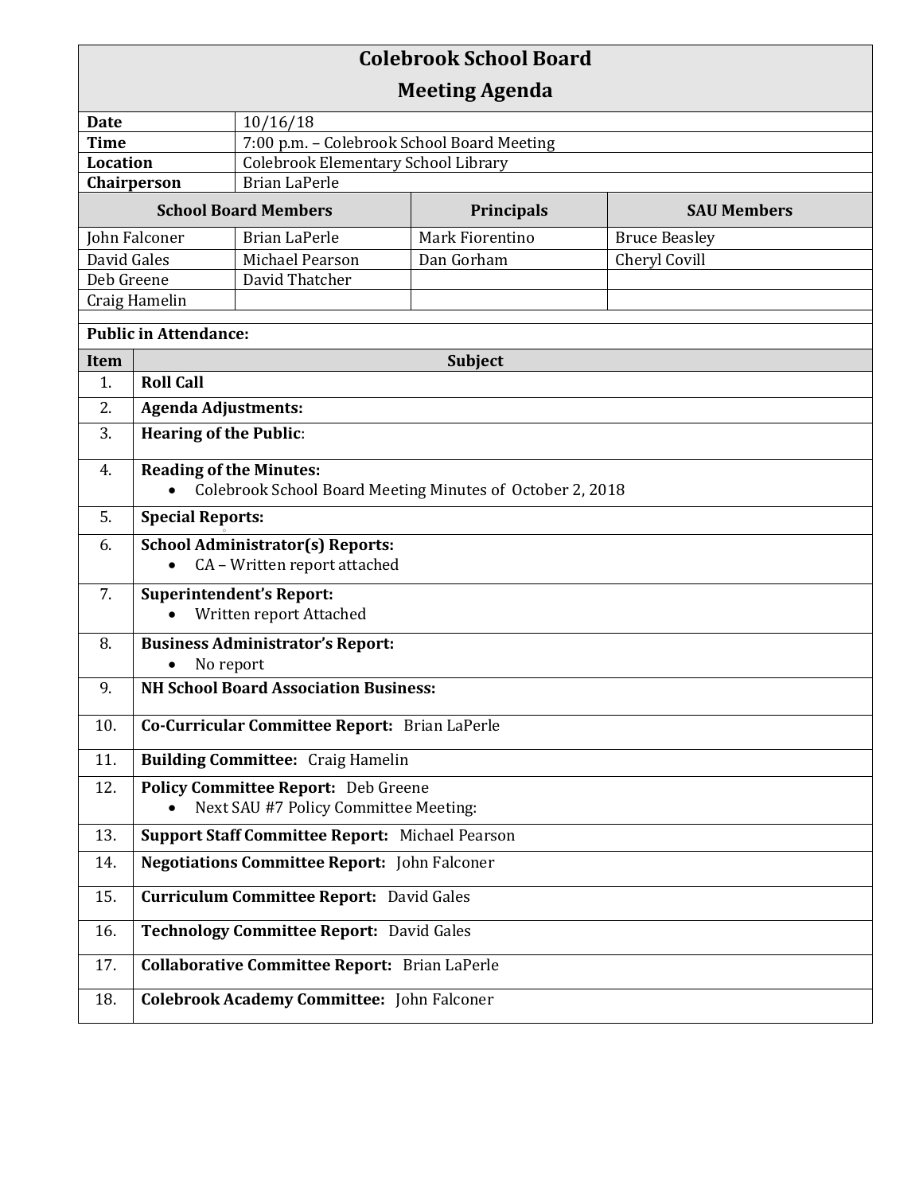# Colebrook School Board
## Meeting Agenda

| | |
|---|---|
| **Date** | 10/16/18 |
| **Time** | 7:00 p.m. – Colebrook School Board Meeting |
| **Location** | Colebrook Elementary School Library |
| **Chairperson** | Brian LaPerle |

| School Board Members | | Principals | SAU Members |
|---|---|---|---|
| John Falconer | Brian LaPerle | Mark Fiorentino | Bruce Beasley |
| David Gales | Michael Pearson | Dan Gorham | Cheryl Covill |
| Deb Greene | David Thatcher | | |
| Craig Hamelin | | | |

**Public in Attendance:**

| Item | Subject |
|---|---|
| 1. | **Roll Call** |
| 2. | **Agenda Adjustments:** |
| 3. | **Hearing of the Public**: |
| 4. | **Reading of the Minutes:**<br>• Colebrook School Board Meeting Minutes of October 2, 2018 |
| 5. | **Special Reports:** |
| 6. | **School Administrator(s) Reports:**<br>• CA – Written report attached |
| 7. | **Superintendent's Report:**<br>• Written report Attached |
| 8. | **Business Administrator's Report:**<br>• No report |
| 9. | **NH School Board Association Business:** |
| 10. | **Co-Curricular Committee Report:** Brian LaPerle |
| 11. | **Building Committee:** Craig Hamelin |
| 12. | **Policy Committee Report:** Deb Greene<br>• Next SAU #7 Policy Committee Meeting: |
| 13. | **Support Staff Committee Report:** Michael Pearson |
| 14. | **Negotiations Committee Report:** John Falconer |
| 15. | **Curriculum Committee Report:** David Gales |
| 16. | **Technology Committee Report:** David Gales |
| 17. | **Collaborative Committee Report:** Brian LaPerle |
| 18. | **Colebrook Academy Committee:** John Falconer |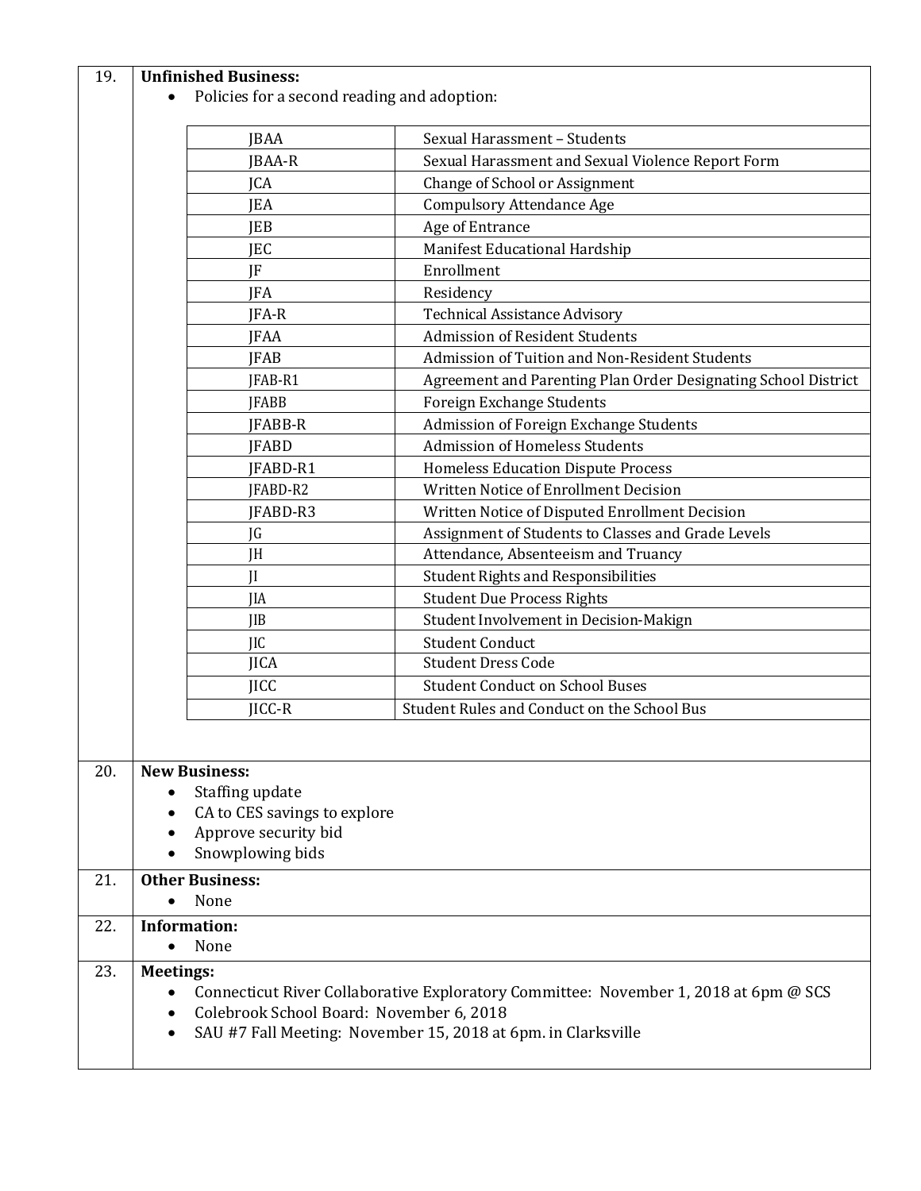19. **Unfinished Business:**

- Policies for a second reading and adoption:

| | |
|---|---|
| JBAA | Sexual Harassment – Students |
| JBAA-R | Sexual Harassment and Sexual Violence Report Form |
| JCA | Change of School or Assignment |
| JEA | Compulsory Attendance Age |
| JEB | Age of Entrance |
| JEC | Manifest Educational Hardship |
| JF | Enrollment |
| JFA | Residency |
| JFA-R | Technical Assistance Advisory |
| JFAA | Admission of Resident Students |
| JFAB | Admission of Tuition and Non-Resident Students |
| JFAB-R1 | Agreement and Parenting Plan Order Designating School District |
| JFABB | Foreign Exchange Students |
| JFABB-R | Admission of Foreign Exchange Students |
| JFABD | Admission of Homeless Students |
| JFABD-R1 | Homeless Education Dispute Process |
| JFABD-R2 | Written Notice of Enrollment Decision |
| JFABD-R3 | Written Notice of Disputed Enrollment Decision |
| JG | Assignment of Students to Classes and Grade Levels |
| JH | Attendance, Absenteeism and Truancy |
| JI | Student Rights and Responsibilities |
| JIA | Student Due Process Rights |
| JIB | Student Involvement in Decision-Makign |
| JIC | Student Conduct |
| JICA | Student Dress Code |
| JICC | Student Conduct on School Buses |
| JICC-R | Student Rules and Conduct on the School Bus |

20. **New Business:**

- Staffing update
- CA to CES savings to explore
- Approve security bid
- Snowplowing bids

21. **Other Business:**

- None

22. **Information:**

- None

23. **Meetings:**

- Connecticut River Collaborative Exploratory Committee: November 1, 2018 at 6pm @ SCS
- Colebrook School Board: November 6, 2018
- SAU #7 Fall Meeting: November 15, 2018 at 6pm. in Clarksville